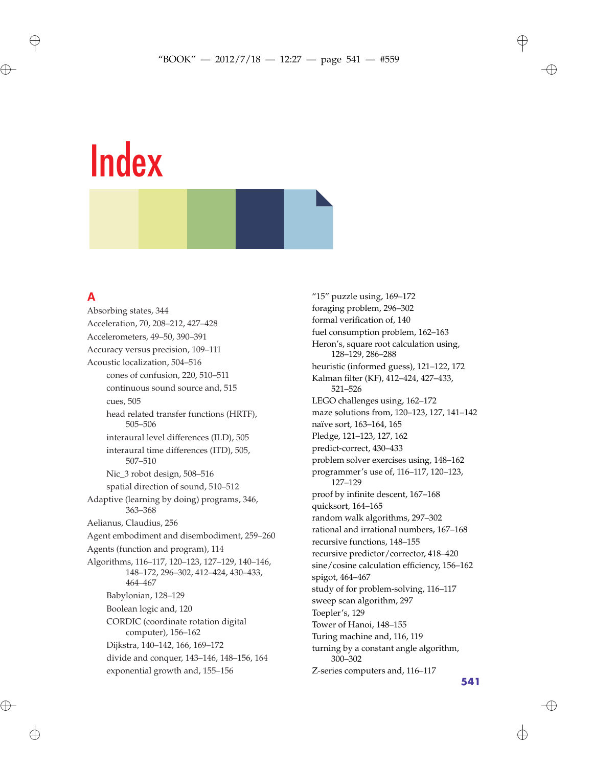# Index

## A

Absorbing states, 344
Acceleration, 70, 208–212, 427–428
Accelerometers, 49–50, 390–391
Accuracy versus precision, 109–111
Acoustic localization, 504–516
  cones of confusion, 220, 510–511
  continuous sound source and, 515
  cues, 505
  head related transfer functions (HRTF), 505–506
  interaural level differences (ILD), 505
  interaural time differences (ITD), 505, 507–510
  Nic_3 robot design, 508–516
  spatial direction of sound, 510–512
Adaptive (learning by doing) programs, 346, 363–368
Aelianus, Claudius, 256
Agent embodiment and disembodiment, 259–260
Agents (function and program), 114
Algorithms, 116–117, 120–123, 127–129, 140–146, 148–172, 296–302, 412–424, 430–433, 464–467
  Babylonian, 128–129
  Boolean logic and, 120
  CORDIC (coordinate rotation digital computer), 156–162
  Dijkstra, 140–142, 166, 169–172
  divide and conquer, 143–146, 148–156, 164
  exponential growth and, 155–156
  “15” puzzle using, 169–172
  foraging problem, 296–302
  formal verification of, 140
  fuel consumption problem, 162–163
  Heron’s, square root calculation using, 128–129, 286–288
  heuristic (informed guess), 121–122, 172
  Kalman filter (KF), 412–424, 427–433, 521–526
  LEGO challenges using, 162–172
  maze solutions from, 120–123, 127, 141–142
  naïve sort, 163–164, 165
  Pledge, 121–123, 127, 162
  predict-correct, 430–433
  problem solver exercises using, 148–162
  programmer’s use of, 116–117, 120–123, 127–129
  proof by infinite descent, 167–168
  quicksort, 164–165
  random walk algorithms, 297–302
  rational and irrational numbers, 167–168
  recursive functions, 148–155
  recursive predictor/corrector, 418–420
  sine/cosine calculation efficiency, 156–162
  spigot, 464–467
  study of for problem-solving, 116–117
  sweep scan algorithm, 297
  Toepler’s, 129
  Tower of Hanoi, 148–155
  Turing machine and, 116, 119
  turning by a constant angle algorithm, 300–302
  Z-series computers and, 116–117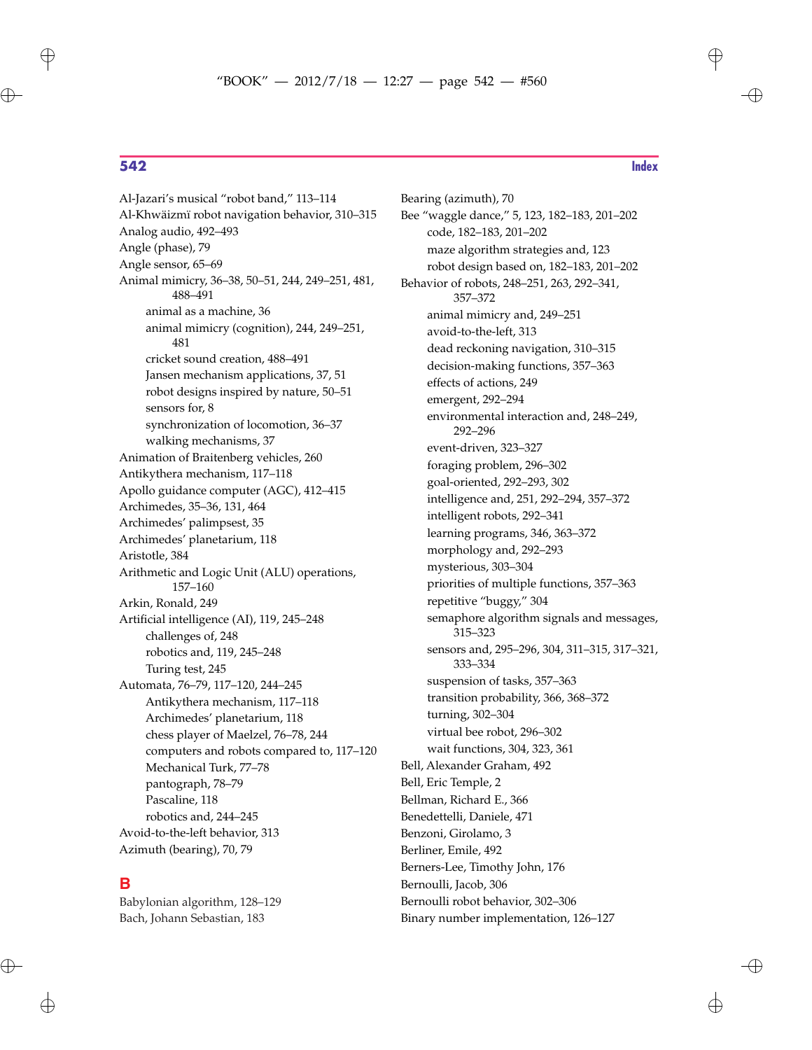Al-Jazari's musical "robot band," 113–114
Al-Khwäizmï robot navigation behavior, 310–315
Analog audio, 492–493
Angle (phase), 79
Angle sensor, 65–69
Animal mimicry, 36–38, 50–51, 244, 249–251, 481, 488–491
- animal as a machine, 36
- animal mimicry (cognition), 244, 249–251, 481
- cricket sound creation, 488–491
- Jansen mechanism applications, 37, 51
- robot designs inspired by nature, 50–51
- sensors for, 8
- synchronization of locomotion, 36–37
- walking mechanisms, 37

Animation of Braitenberg vehicles, 260
Antikythera mechanism, 117–118
Apollo guidance computer (AGC), 412–415
Archimedes, 35–36, 131, 464
Archimedes' palimpsest, 35
Archimedes' planetarium, 118
Aristotle, 384
Arithmetic and Logic Unit (ALU) operations, 157–160
Arkin, Ronald, 249
Artificial intelligence (AI), 119, 245–248
- challenges of, 248
- robotics and, 119, 245–248
- Turing test, 245

Automata, 76–79, 117–120, 244–245
- Antikythera mechanism, 117–118
- Archimedes' planetarium, 118
- chess player of Maelzel, 76–78, 244
- computers and robots compared to, 117–120
- Mechanical Turk, 77–78
- pantograph, 78–79
- Pascaline, 118
- robotics and, 244–245

Avoid-to-the-left behavior, 313
Azimuth (bearing), 70, 79

## B

Babylonian algorithm, 128–129
Bach, Johann Sebastian, 183
Bearing (azimuth), 70
Bee "waggle dance," 5, 123, 182–183, 201–202
- code, 182–183, 201–202
- maze algorithm strategies and, 123
- robot design based on, 182–183, 201–202

Behavior of robots, 248–251, 263, 292–341, 357–372
- animal mimicry and, 249–251
- avoid-to-the-left, 313
- dead reckoning navigation, 310–315
- decision-making functions, 357–363
- effects of actions, 249
- emergent, 292–294
- environmental interaction and, 248–249, 292–296
- event-driven, 323–327
- foraging problem, 296–302
- goal-oriented, 292–293, 302
- intelligence and, 251, 292–294, 357–372
- intelligent robots, 292–341
- learning programs, 346, 363–372
- morphology and, 292–293
- mysterious, 303–304
- priorities of multiple functions, 357–363
- repetitive "buggy," 304
- semaphore algorithm signals and messages, 315–323
- sensors and, 295–296, 304, 311–315, 317–321, 333–334
- suspension of tasks, 357–363
- transition probability, 366, 368–372
- turning, 302–304
- virtual bee robot, 296–302
- wait functions, 304, 323, 361

Bell, Alexander Graham, 492
Bell, Eric Temple, 2
Bellman, Richard E., 366
Benedettelli, Daniele, 471
Benzoni, Girolamo, 3
Berliner, Emile, 492
Berners-Lee, Timothy John, 176
Bernoulli, Jacob, 306
Bernoulli robot behavior, 302–306
Binary number implementation, 126–127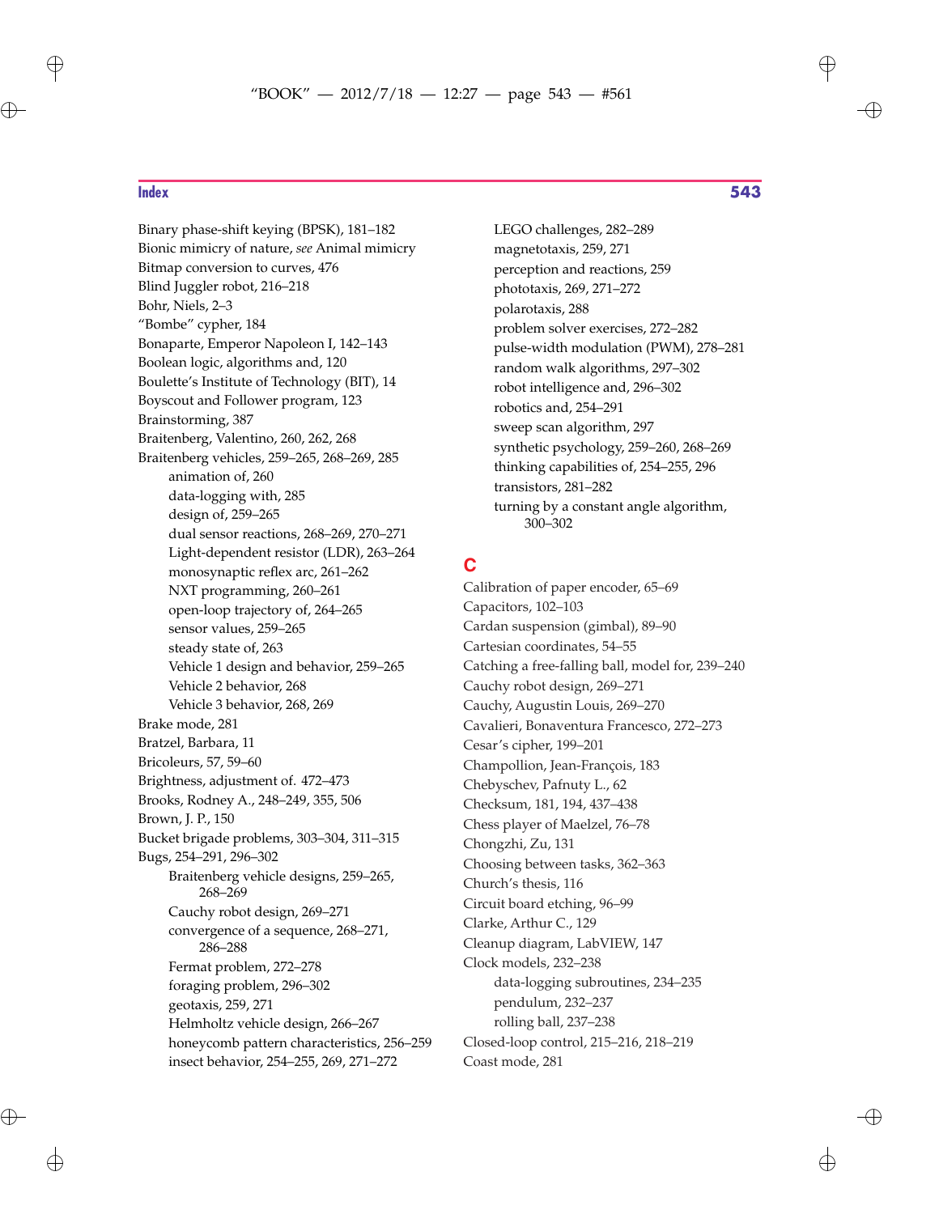Binary phase-shift keying (BPSK), 181–182
Bionic mimicry of nature, *see* Animal mimicry
Bitmap conversion to curves, 476
Blind Juggler robot, 216–218
Bohr, Niels, 2–3
"Bombe" cypher, 184
Bonaparte, Emperor Napoleon I, 142–143
Boolean logic, algorithms and, 120
Boulette's Institute of Technology (BIT), 14
Boyscout and Follower program, 123
Brainstorming, 387
Braitenberg, Valentino, 260, 262, 268
Braitenberg vehicles, 259–265, 268–269, 285
- animation of, 260
- data-logging with, 285
- design of, 259–265
- dual sensor reactions, 268–269, 270–271
- Light-dependent resistor (LDR), 263–264
- monosynaptic reflex arc, 261–262
- NXT programming, 260–261
- open-loop trajectory of, 264–265
- sensor values, 259–265
- steady state of, 263
- Vehicle 1 design and behavior, 259–265
- Vehicle 2 behavior, 268
- Vehicle 3 behavior, 268, 269

Brake mode, 281
Bratzel, Barbara, 11
Bricoleurs, 57, 59–60
Brightness, adjustment of. 472–473
Brooks, Rodney A., 248–249, 355, 506
Brown, J. P., 150
Bucket brigade problems, 303–304, 311–315
Bugs, 254–291, 296–302
- Braitenberg vehicle designs, 259–265, 268–269
- Cauchy robot design, 269–271
- convergence of a sequence, 268–271, 286–288
- Fermat problem, 272–278
- foraging problem, 296–302
- geotaxis, 259, 271
- Helmholtz vehicle design, 266–267
- honeycomb pattern characteristics, 256–259
- insect behavior, 254–255, 269, 271–272
- LEGO challenges, 282–289
- magnetotaxis, 259, 271
- perception and reactions, 259
- phototaxis, 269, 271–272
- polarotaxis, 288
- problem solver exercises, 272–282
- pulse-width modulation (PWM), 278–281
- random walk algorithms, 297–302
- robot intelligence and, 296–302
- robotics and, 254–291
- sweep scan algorithm, 297
- synthetic psychology, 259–260, 268–269
- thinking capabilities of, 254–255, 296
- transistors, 281–282
- turning by a constant angle algorithm, 300–302

## C

Calibration of paper encoder, 65–69
Capacitors, 102–103
Cardan suspension (gimbal), 89–90
Cartesian coordinates, 54–55
Catching a free-falling ball, model for, 239–240
Cauchy robot design, 269–271
Cauchy, Augustin Louis, 269–270
Cavalieri, Bonaventura Francesco, 272–273
Cesar's cipher, 199–201
Champollion, Jean-François, 183
Chebyschev, Pafnuty L., 62
Checksum, 181, 194, 437–438
Chess player of Maelzel, 76–78
Chongzhi, Zu, 131
Choosing between tasks, 362–363
Church's thesis, 116
Circuit board etching, 96–99
Clarke, Arthur C., 129
Cleanup diagram, LabVIEW, 147
Clock models, 232–238
- data-logging subroutines, 234–235
- pendulum, 232–237
- rolling ball, 237–238

Closed-loop control, 215–216, 218–219
Coast mode, 281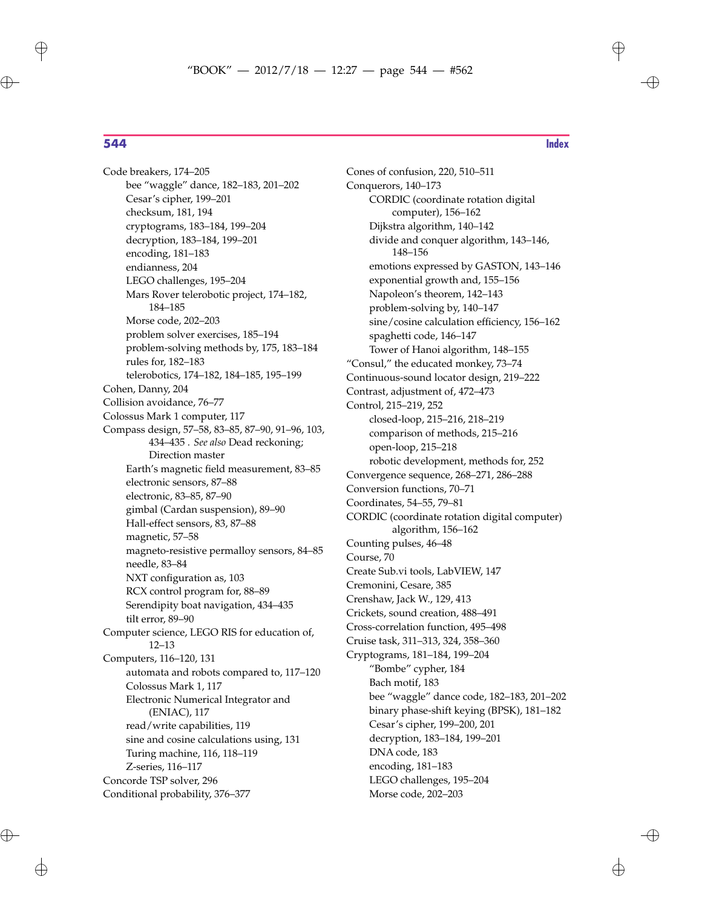Code breakers, 174–205
- bee "waggle" dance, 182–183, 201–202
- Cesar's cipher, 199–201
- checksum, 181, 194
- cryptograms, 183–184, 199–204
- decryption, 183–184, 199–201
- encoding, 181–183
- endianness, 204
- LEGO challenges, 195–204
- Mars Rover telerobotic project, 174–182, 184–185
- Morse code, 202–203
- problem solver exercises, 185–194
- problem-solving methods by, 175, 183–184
- rules for, 182–183
- telerobotics, 174–182, 184–185, 195–199

Cohen, Danny, 204

Collision avoidance, 76–77

Colossus Mark 1 computer, 117

Compass design, 57–58, 83–85, 87–90, 91–96, 103, 434–435 . *See also* Dead reckoning; Direction master
- Earth's magnetic field measurement, 83–85
- electronic sensors, 87–88
- electronic, 83–85, 87–90
- gimbal (Cardan suspension), 89–90
- Hall-effect sensors, 83, 87–88
- magnetic, 57–58
- magneto-resistive permalloy sensors, 84–85
- needle, 83–84
- NXT configuration as, 103
- RCX control program for, 88–89
- Serendipity boat navigation, 434–435
- tilt error, 89–90

Computer science, LEGO RIS for education of, 12–13

Computers, 116–120, 131
- automata and robots compared to, 117–120
- Colossus Mark 1, 117
- Electronic Numerical Integrator and (ENIAC), 117
- read/write capabilities, 119
- sine and cosine calculations using, 131
- Turing machine, 116, 118–119
- Z-series, 116–117

Concorde TSP solver, 296

Conditional probability, 376–377

Cones of confusion, 220, 510–511

Conquerors, 140–173
- CORDIC (coordinate rotation digital computer), 156–162
- Dijkstra algorithm, 140–142
- divide and conquer algorithm, 143–146, 148–156
- emotions expressed by GASTON, 143–146
- exponential growth and, 155–156
- Napoleon's theorem, 142–143
- problem-solving by, 140–147
- sine/cosine calculation efficiency, 156–162
- spaghetti code, 146–147
- Tower of Hanoi algorithm, 148–155

"Consul," the educated monkey, 73–74

Continuous-sound locator design, 219–222

Contrast, adjustment of, 472–473

Control, 215–219, 252
- closed-loop, 215–216, 218–219
- comparison of methods, 215–216
- open-loop, 215–218
- robotic development, methods for, 252

Convergence sequence, 268–271, 286–288

Conversion functions, 70–71

Coordinates, 54–55, 79–81

CORDIC (coordinate rotation digital computer) algorithm, 156–162

Counting pulses, 46–48

Course, 70

Create Sub.vi tools, LabVIEW, 147

Cremonini, Cesare, 385

Crenshaw, Jack W., 129, 413

Crickets, sound creation, 488–491

Cross-correlation function, 495–498

Cruise task, 311–313, 324, 358–360

Cryptograms, 181–184, 199–204
- "Bombe" cypher, 184
- Bach motif, 183
- bee "waggle" dance code, 182–183, 201–202
- binary phase-shift keying (BPSK), 181–182
- Cesar's cipher, 199–200, 201
- decryption, 183–184, 199–201
- DNA code, 183
- encoding, 181–183
- LEGO challenges, 195–204
- Morse code, 202–203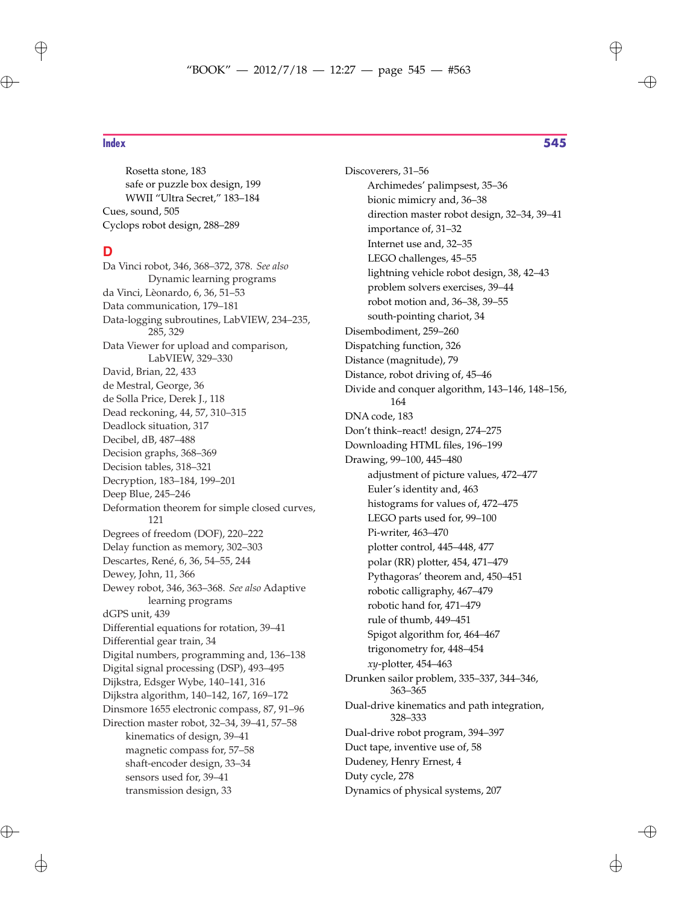- Rosetta stone, 183
- safe or puzzle box design, 199
- WWII "Ultra Secret," 183–184

Cues, sound, 505
Cyclops robot design, 288–289

## D

Da Vinci robot, 346, 368–372, 378. *See also* Dynamic learning programs
da Vinci, Lèonardo, 6, 36, 51–53
Data communication, 179–181
Data-logging subroutines, LabVIEW, 234–235, 285, 329
Data Viewer for upload and comparison, LabVIEW, 329–330
David, Brian, 22, 433
de Mestral, George, 36
de Solla Price, Derek J., 118
Dead reckoning, 44, 57, 310–315
Deadlock situation, 317
Decibel, dB, 487–488
Decision graphs, 368–369
Decision tables, 318–321
Decryption, 183–184, 199–201
Deep Blue, 245–246
Deformation theorem for simple closed curves, 121
Degrees of freedom (DOF), 220–222
Delay function as memory, 302–303
Descartes, René, 6, 36, 54–55, 244
Dewey, John, 11, 366
Dewey robot, 346, 363–368. *See also* Adaptive learning programs
dGPS unit, 439
Differential equations for rotation, 39–41
Differential gear train, 34
Digital numbers, programming and, 136–138
Digital signal processing (DSP), 493–495
Dijkstra, Edsger Wybe, 140–141, 316
Dijkstra algorithm, 140–142, 167, 169–172
Dinsmore 1655 electronic compass, 87, 91–96
Direction master robot, 32–34, 39–41, 57–58
- kinematics of design, 39–41
- magnetic compass for, 57–58
- shaft-encoder design, 33–34
- sensors used for, 39–41
- transmission design, 33

Discoverers, 31–56
- Archimedes' palimpsest, 35–36
- bionic mimicry and, 36–38
- direction master robot design, 32–34, 39–41
- importance of, 31–32
- Internet use and, 32–35
- LEGO challenges, 45–55
- lightning vehicle robot design, 38, 42–43
- problem solvers exercises, 39–44
- robot motion and, 36–38, 39–55
- south-pointing chariot, 34

Disembodiment, 259–260
Dispatching function, 326
Distance (magnitude), 79
Distance, robot driving of, 45–46
Divide and conquer algorithm, 143–146, 148–156, 164
DNA code, 183
Don't think–react! design, 274–275
Downloading HTML files, 196–199
Drawing, 99–100, 445–480
- adjustment of picture values, 472–477
- Euler's identity and, 463
- histograms for values of, 472–475
- LEGO parts used for, 99–100
- Pi-writer, 463–470
- plotter control, 445–448, 477
- polar (RR) plotter, 454, 471–479
- Pythagoras' theorem and, 450–451
- robotic calligraphy, 467–479
- robotic hand for, 471–479
- rule of thumb, 449–451
- Spigot algorithm for, 464–467
- trigonometry for, 448–454
- *xy*-plotter, 454–463

Drunken sailor problem, 335–337, 344–346, 363–365
Dual-drive kinematics and path integration, 328–333
Dual-drive robot program, 394–397
Duct tape, inventive use of, 58
Dudeney, Henry Ernest, 4
Duty cycle, 278
Dynamics of physical systems, 207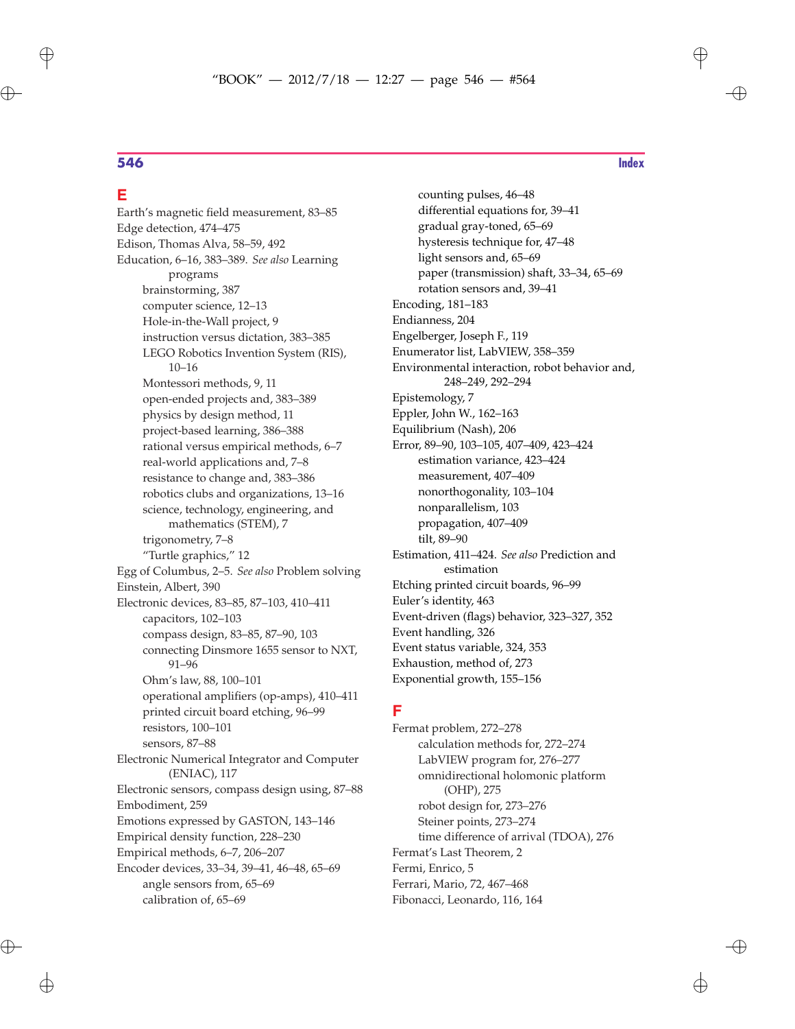## E

Earth's magnetic field measurement, 83–85
Edge detection, 474–475
Edison, Thomas Alva, 58–59, 492
Education, 6–16, 383–389. *See also* Learning programs
- brainstorming, 387
- computer science, 12–13
- Hole-in-the-Wall project, 9
- instruction versus dictation, 383–385
- LEGO Robotics Invention System (RIS), 10–16
- Montessori methods, 9, 11
- open-ended projects and, 383–389
- physics by design method, 11
- project-based learning, 386–388
- rational versus empirical methods, 6–7
- real-world applications and, 7–8
- resistance to change and, 383–386
- robotics clubs and organizations, 13–16
- science, technology, engineering, and mathematics (STEM), 7
- trigonometry, 7–8
- "Turtle graphics," 12

Egg of Columbus, 2–5. *See also* Problem solving
Einstein, Albert, 390
Electronic devices, 83–85, 87–103, 410–411
- capacitors, 102–103
- compass design, 83–85, 87–90, 103
- connecting Dinsmore 1655 sensor to NXT, 91–96
- Ohm's law, 88, 100–101
- operational amplifiers (op-amps), 410–411
- printed circuit board etching, 96–99
- resistors, 100–101
- sensors, 87–88

Electronic Numerical Integrator and Computer (ENIAC), 117
Electronic sensors, compass design using, 87–88
Embodiment, 259
Emotions expressed by GASTON, 143–146
Empirical density function, 228–230
Empirical methods, 6–7, 206–207
Encoder devices, 33–34, 39–41, 46–48, 65–69
- angle sensors from, 65–69
- calibration of, 65–69
- counting pulses, 46–48
- differential equations for, 39–41
- gradual gray-toned, 65–69
- hysteresis technique for, 47–48
- light sensors and, 65–69
- paper (transmission) shaft, 33–34, 65–69
- rotation sensors and, 39–41

Encoding, 181–183
Endianness, 204
Engelberger, Joseph F., 119
Enumerator list, LabVIEW, 358–359
Environmental interaction, robot behavior and, 248–249, 292–294
Epistemology, 7
Eppler, John W., 162–163
Equilibrium (Nash), 206
Error, 89–90, 103–105, 407–409, 423–424
- estimation variance, 423–424
- measurement, 407–409
- nonorthogonality, 103–104
- nonparallelism, 103
- propagation, 407–409
- tilt, 89–90

Estimation, 411–424. *See also* Prediction and estimation
Etching printed circuit boards, 96–99
Euler's identity, 463
Event-driven (flags) behavior, 323–327, 352
Event handling, 326
Event status variable, 324, 353
Exhaustion, method of, 273
Exponential growth, 155–156

## F

Fermat problem, 272–278
- calculation methods for, 272–274
- LabVIEW program for, 276–277
- omnidirectional holonomic platform (OHP), 275
- robot design for, 273–276
- Steiner points, 273–274
- time difference of arrival (TDOA), 276

Fermat's Last Theorem, 2
Fermi, Enrico, 5
Ferrari, Mario, 72, 467–468
Fibonacci, Leonardo, 116, 164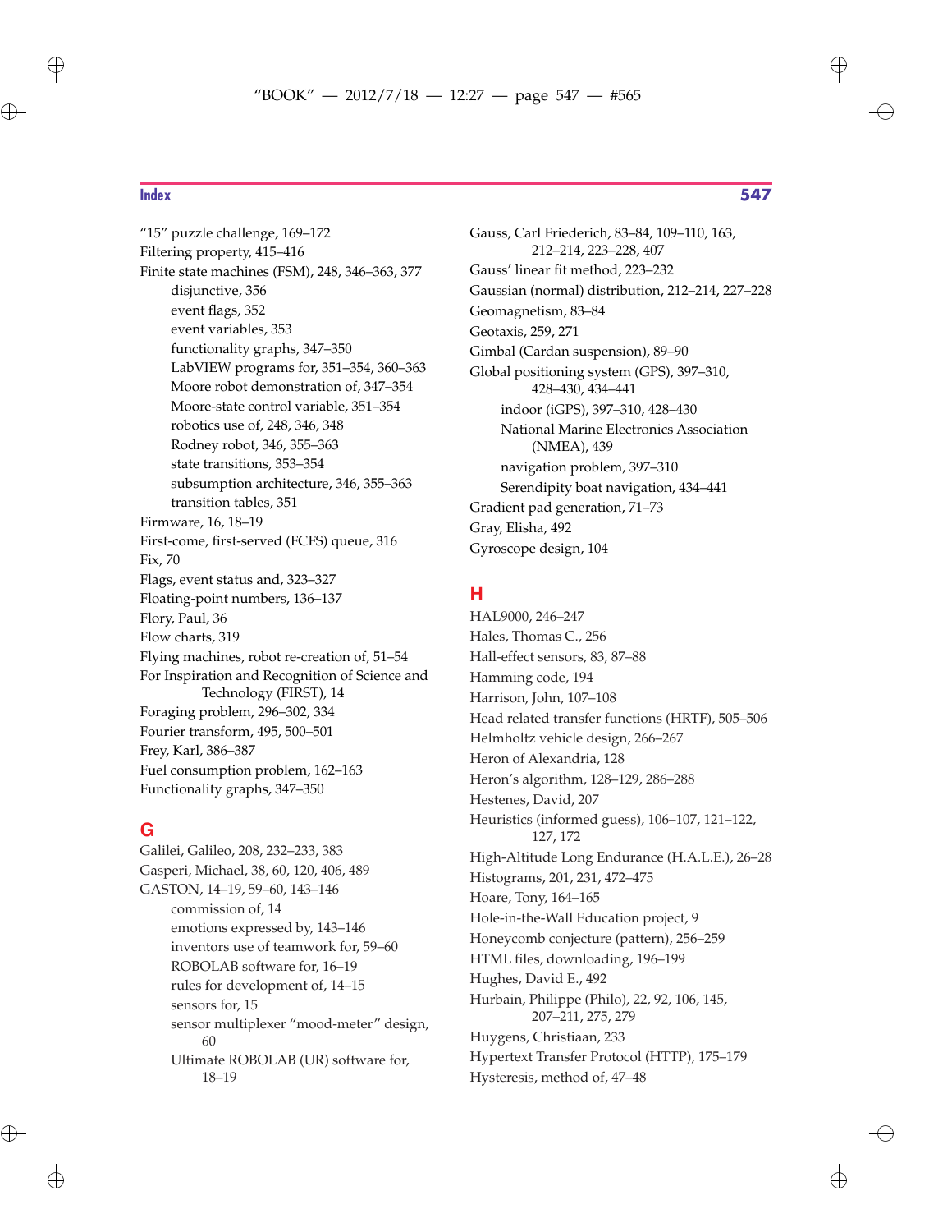"15" puzzle challenge, 169–172
Filtering property, 415–416
Finite state machines (FSM), 248, 346–363, 377
- disjunctive, 356
- event flags, 352
- event variables, 353
- functionality graphs, 347–350
- LabVIEW programs for, 351–354, 360–363
- Moore robot demonstration of, 347–354
- Moore-state control variable, 351–354
- robotics use of, 248, 346, 348
- Rodney robot, 346, 355–363
- state transitions, 353–354
- subsumption architecture, 346, 355–363
- transition tables, 351

Firmware, 16, 18–19
First-come, first-served (FCFS) queue, 316
Fix, 70
Flags, event status and, 323–327
Floating-point numbers, 136–137
Flory, Paul, 36
Flow charts, 319
Flying machines, robot re-creation of, 51–54
For Inspiration and Recognition of Science and Technology (FIRST), 14
Foraging problem, 296–302, 334
Fourier transform, 495, 500–501
Frey, Karl, 386–387
Fuel consumption problem, 162–163
Functionality graphs, 347–350

## G

Galilei, Galileo, 208, 232–233, 383
Gasperi, Michael, 38, 60, 120, 406, 489
GASTON, 14–19, 59–60, 143–146
- commission of, 14
- emotions expressed by, 143–146
- inventors use of teamwork for, 59–60
- ROBOLAB software for, 16–19
- rules for development of, 14–15
- sensors for, 15
- sensor multiplexer "mood-meter" design, 60
- Ultimate ROBOLAB (UR) software for, 18–19

Gauss, Carl Friederich, 83–84, 109–110, 163, 212–214, 223–228, 407
Gauss' linear fit method, 223–232
Gaussian (normal) distribution, 212–214, 227–228
Geomagnetism, 83–84
Geotaxis, 259, 271
Gimbal (Cardan suspension), 89–90
Global positioning system (GPS), 397–310, 428–430, 434–441
- indoor (iGPS), 397–310, 428–430
- National Marine Electronics Association (NMEA), 439
- navigation problem, 397–310
- Serendipity boat navigation, 434–441

Gradient pad generation, 71–73
Gray, Elisha, 492
Gyroscope design, 104

## H

HAL9000, 246–247
Hales, Thomas C., 256
Hall-effect sensors, 83, 87–88
Hamming code, 194
Harrison, John, 107–108
Head related transfer functions (HRTF), 505–506
Helmholtz vehicle design, 266–267
Heron of Alexandria, 128
Heron's algorithm, 128–129, 286–288
Hestenes, David, 207
Heuristics (informed guess), 106–107, 121–122, 127, 172
High-Altitude Long Endurance (H.A.L.E.), 26–28
Histograms, 201, 231, 472–475
Hoare, Tony, 164–165
Hole-in-the-Wall Education project, 9
Honeycomb conjecture (pattern), 256–259
HTML files, downloading, 196–199
Hughes, David E., 492
Hurbain, Philippe (Philo), 22, 92, 106, 145, 207–211, 275, 279
Huygens, Christiaan, 233
Hypertext Transfer Protocol (HTTP), 175–179
Hysteresis, method of, 47–48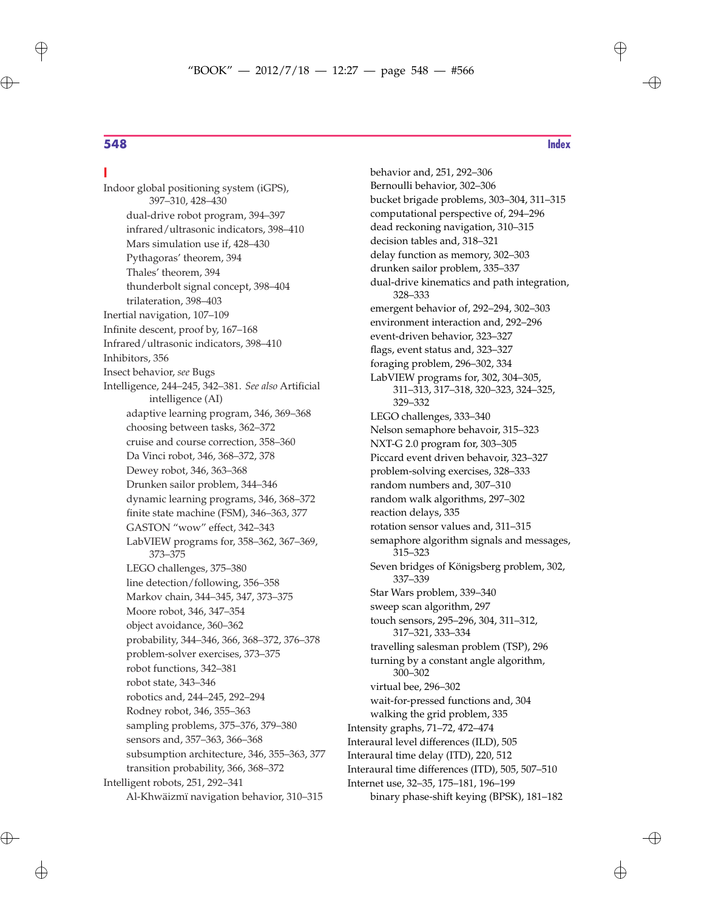## I

- Indoor global positioning system (iGPS), 397–310, 428–430
  - dual-drive robot program, 394–397
  - infrared/ultrasonic indicators, 398–410
  - Mars simulation use if, 428–430
  - Pythagoras' theorem, 394
  - Thales' theorem, 394
  - thunderbolt signal concept, 398–404
  - trilateration, 398–403
- Inertial navigation, 107–109
- Infinite descent, proof by, 167–168
- Infrared/ultrasonic indicators, 398–410
- Inhibitors, 356
- Insect behavior, *see* Bugs
- Intelligence, 244–245, 342–381. *See also* Artificial intelligence (AI)
  - adaptive learning program, 346, 369–368
  - choosing between tasks, 362–372
  - cruise and course correction, 358–360
  - Da Vinci robot, 346, 368–372, 378
  - Dewey robot, 346, 363–368
  - Drunken sailor problem, 344–346
  - dynamic learning programs, 346, 368–372
  - finite state machine (FSM), 346–363, 377
  - GASTON "wow" effect, 342–343
  - LabVIEW programs for, 358–362, 367–369, 373–375
  - LEGO challenges, 375–380
  - line detection/following, 356–358
  - Markov chain, 344–345, 347, 373–375
  - Moore robot, 346, 347–354
  - object avoidance, 360–362
  - probability, 344–346, 366, 368–372, 376–378
  - problem-solver exercises, 373–375
  - robot functions, 342–381
  - robot state, 343–346
  - robotics and, 244–245, 292–294
  - Rodney robot, 346, 355–363
  - sampling problems, 375–376, 379–380
  - sensors and, 357–363, 366–368
  - subsumption architecture, 346, 355–363, 377
  - transition probability, 366, 368–372
- Intelligent robots, 251, 292–341
  - Al-Khwäizmï navigation behavior, 310–315
  - behavior and, 251, 292–306
  - Bernoulli behavior, 302–306
  - bucket brigade problems, 303–304, 311–315
  - computational perspective of, 294–296
  - dead reckoning navigation, 310–315
  - decision tables and, 318–321
  - delay function as memory, 302–303
  - drunken sailor problem, 335–337
  - dual-drive kinematics and path integration, 328–333
  - emergent behavior of, 292–294, 302–303
  - environment interaction and, 292–296
  - event-driven behavior, 323–327
  - flags, event status and, 323–327
  - foraging problem, 296–302, 334
  - LabVIEW programs for, 302, 304–305, 311–313, 317–318, 320–323, 324–325, 329–332
  - LEGO challenges, 333–340
  - Nelson semaphore behavoir, 315–323
  - NXT-G 2.0 program for, 303–305
  - Piccard event driven behavior, 323–327
  - problem-solving exercises, 328–333
  - random numbers and, 307–310
  - random walk algorithms, 297–302
  - reaction delays, 335
  - rotation sensor values and, 311–315
  - semaphore algorithm signals and messages, 315–323
  - Seven bridges of Königsberg problem, 302, 337–339
  - Star Wars problem, 339–340
  - sweep scan algorithm, 297
  - touch sensors, 295–296, 304, 311–312, 317–321, 333–334
  - travelling salesman problem (TSP), 296
  - turning by a constant angle algorithm, 300–302
  - virtual bee, 296–302
  - wait-for-pressed functions and, 304
  - walking the grid problem, 335
- Intensity graphs, 71–72, 472–474
- Interaural level differences (ILD), 505
- Interaural time delay (ITD), 220, 512
- Interaural time differences (ITD), 505, 507–510
- Internet use, 32–35, 175–181, 196–199
  - binary phase-shift keying (BPSK), 181–182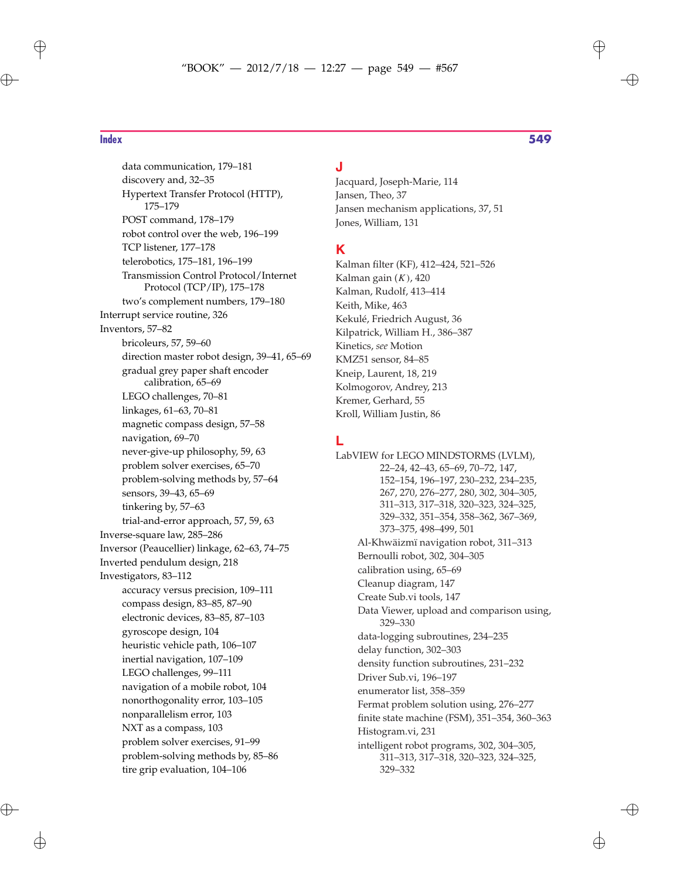- data communication, 179–181
- discovery and, 32–35
- Hypertext Transfer Protocol (HTTP), 175–179
- POST command, 178–179
- robot control over the web, 196–199
- TCP listener, 177–178
- telerobotics, 175–181, 196–199
- Transmission Control Protocol/Internet Protocol (TCP/IP), 175–178
- two's complement numbers, 179–180

Interrupt service routine, 326

Inventors, 57–82
- bricoleurs, 57, 59–60
- direction master robot design, 39–41, 65–69
- gradual grey paper shaft encoder calibration, 65–69
- LEGO challenges, 70–81
- linkages, 61–63, 70–81
- magnetic compass design, 57–58
- navigation, 69–70
- never-give-up philosophy, 59, 63
- problem solver exercises, 65–70
- problem-solving methods by, 57–64
- sensors, 39–43, 65–69
- tinkering by, 57–63
- trial-and-error approach, 57, 59, 63

Inverse-square law, 285–286

Inversor (Peaucellier) linkage, 62–63, 74–75

Inverted pendulum design, 218

Investigators, 83–112
- accuracy versus precision, 109–111
- compass design, 83–85, 87–90
- electronic devices, 83–85, 87–103
- gyroscope design, 104
- heuristic vehicle path, 106–107
- inertial navigation, 107–109
- LEGO challenges, 99–111
- navigation of a mobile robot, 104
- nonorthogonality error, 103–105
- nonparallelism error, 103
- NXT as a compass, 103
- problem solver exercises, 91–99
- problem-solving methods by, 85–86
- tire grip evaluation, 104–106

## J

Jacquard, Joseph-Marie, 114

Jansen, Theo, 37

Jansen mechanism applications, 37, 51

Jones, William, 131

## K

Kalman filter (KF), 412–424, 521–526

Kalman gain ($K$), 420

Kalman, Rudolf, 413–414

Keith, Mike, 463

Kekulé, Friedrich August, 36

Kilpatrick, William H., 386–387

Kinetics, *see* Motion

KMZ51 sensor, 84–85

Kneip, Laurent, 18, 219

Kolmogorov, Andrey, 213

Kremer, Gerhard, 55

Kroll, William Justin, 86

## L

LabVIEW for LEGO MINDSTORMS (LVLM), 22–24, 42–43, 65–69, 70–72, 147, 152–154, 196–197, 230–232, 234–235, 267, 270, 276–277, 280, 302, 304–305, 311–313, 317–318, 320–323, 324–325, 329–332, 351–354, 358–362, 367–369, 373–375, 498–499, 501
- Al-Khwäizmï navigation robot, 311–313
- Bernoulli robot, 302, 304–305
- calibration using, 65–69
- Cleanup diagram, 147
- Create Sub.vi tools, 147
- Data Viewer, upload and comparison using, 329–330
- data-logging subroutines, 234–235
- delay function, 302–303
- density function subroutines, 231–232
- Driver Sub.vi, 196–197
- enumerator list, 358–359
- Fermat problem solution using, 276–277
- finite state machine (FSM), 351–354, 360–363
- Histogram.vi, 231
- intelligent robot programs, 302, 304–305, 311–313, 317–318, 320–323, 324–325, 329–332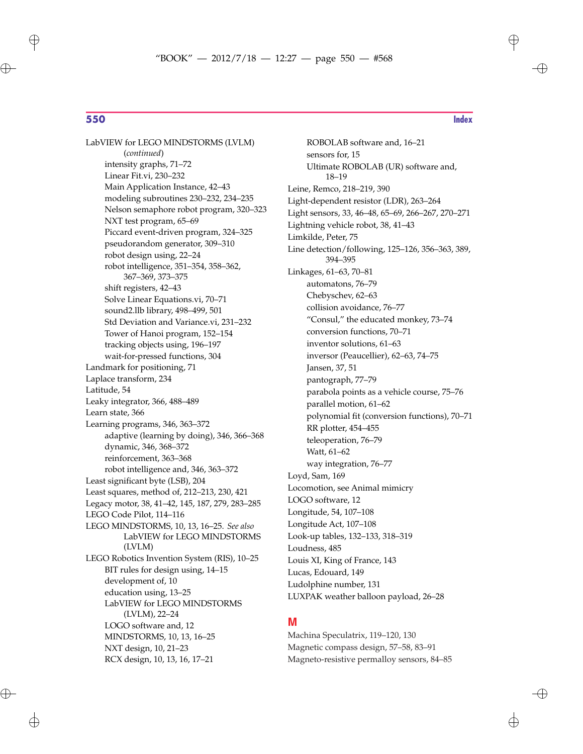LabVIEW for LEGO MINDSTORMS (LVLM) (*continued*)
- intensity graphs, 71–72
- Linear Fit.vi, 230–232
- Main Application Instance, 42–43
- modeling subroutines 230–232, 234–235
- Nelson semaphore robot program, 320–323
- NXT test program, 65–69
- Piccard event-driven program, 324–325
- pseudorandom generator, 309–310
- robot design using, 22–24
- robot intelligence, 351–354, 358–362, 367–369, 373–375
- shift registers, 42–43
- Solve Linear Equations.vi, 70–71
- sound2.llb library, 498–499, 501
- Std Deviation and Variance.vi, 231–232
- Tower of Hanoi program, 152–154
- tracking objects using, 196–197
- wait-for-pressed functions, 304

Landmark for positioning, 71
Laplace transform, 234
Latitude, 54
Leaky integrator, 366, 488–489
Learn state, 366
Learning programs, 346, 363–372
- adaptive (learning by doing), 346, 366–368
- dynamic, 346, 368–372
- reinforcement, 363–368
- robot intelligence and, 346, 363–372

Least significant byte (LSB), 204
Least squares, method of, 212–213, 230, 421
Legacy motor, 38, 41–42, 145, 187, 279, 283–285
LEGO Code Pilot, 114–116
LEGO MINDSTORMS, 10, 13, 16–25. *See also* LabVIEW for LEGO MINDSTORMS (LVLM)
LEGO Robotics Invention System (RIS), 10–25
- BIT rules for design using, 14–15
- development of, 10
- education using, 13–25
- LabVIEW for LEGO MINDSTORMS (LVLM), 22–24
- LOGO software and, 12
- MINDSTORMS, 10, 13, 16–25
- NXT design, 10, 21–23
- RCX design, 10, 13, 16, 17–21
- ROBOLAB software and, 16–21
- sensors for, 15
- Ultimate ROBOLAB (UR) software and, 18–19

Leine, Remco, 218–219, 390
Light-dependent resistor (LDR), 263–264
Light sensors, 33, 46–48, 65–69, 266–267, 270–271
Lightning vehicle robot, 38, 41–43
Limkilde, Peter, 75
Line detection/following, 125–126, 356–363, 389, 394–395
Linkages, 61–63, 70–81
- automatons, 76–79
- Chebyschev, 62–63
- collision avoidance, 76–77
- "Consul," the educated monkey, 73–74
- conversion functions, 70–71
- inventor solutions, 61–63
- inversor (Peaucellier), 62–63, 74–75
- Jansen, 37, 51
- pantograph, 77–79
- parabola points as a vehicle course, 75–76
- parallel motion, 61–62
- polynomial fit (conversion functions), 70–71
- RR plotter, 454–455
- teleoperation, 76–79
- Watt, 61–62
- way integration, 76–77

Loyd, Sam, 169
Locomotion, see Animal mimicry
LOGO software, 12
Longitude, 54, 107–108
Longitude Act, 107–108
Look-up tables, 132–133, 318–319
Loudness, 485
Louis XI, King of France, 143
Lucas, Edouard, 149
Ludolphine number, 131
LUXPAK weather balloon payload, 26–28

## M

Machina Speculatrix, 119–120, 130
Magnetic compass design, 57–58, 83–91
Magneto-resistive permalloy sensors, 84–85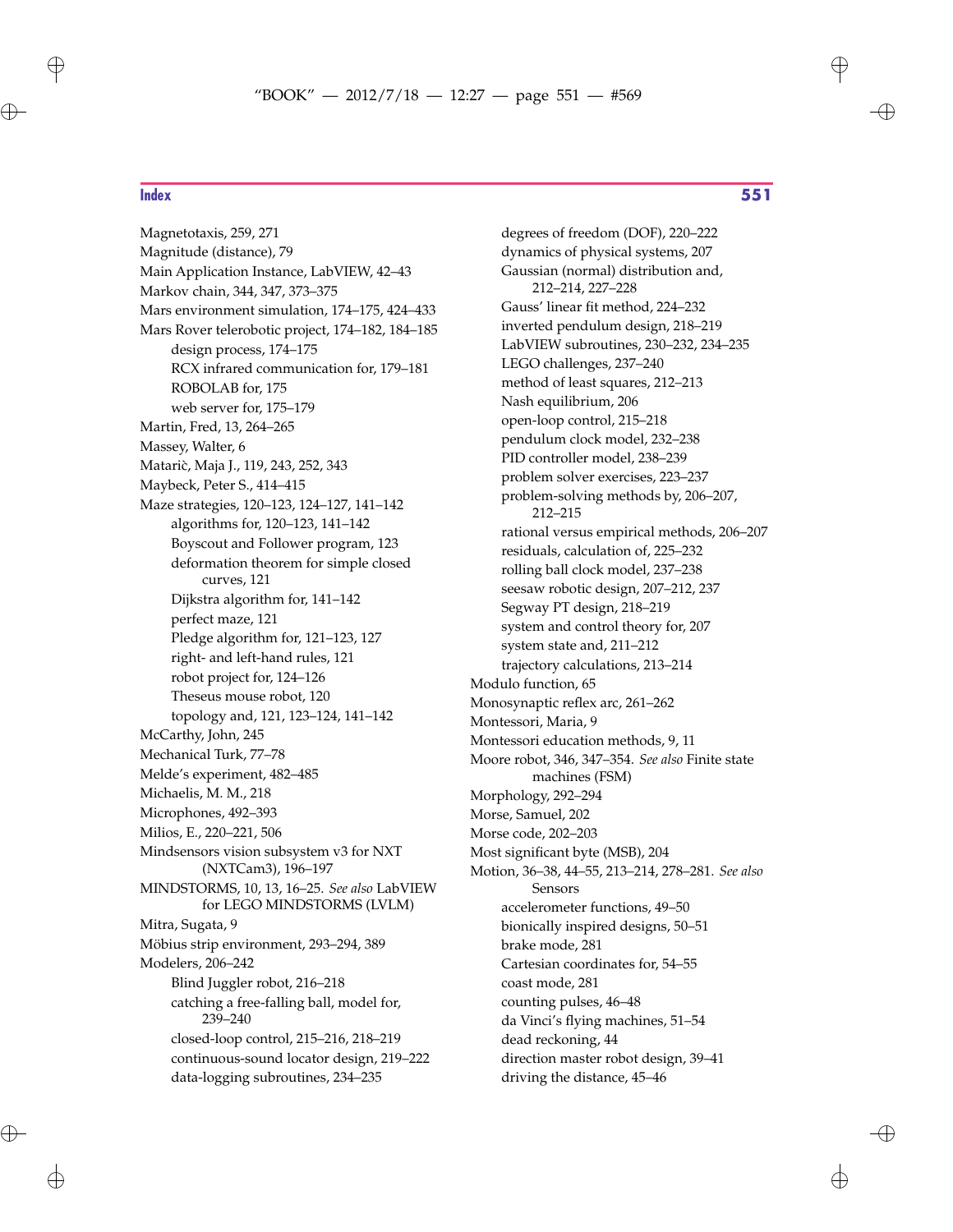Magnetotaxis, 259, 271
Magnitude (distance), 79
Main Application Instance, LabVIEW, 42–43
Markov chain, 344, 347, 373–375
Mars environment simulation, 174–175, 424–433
Mars Rover telerobotic project, 174–182, 184–185
- design process, 174–175
- RCX infrared communication for, 179–181
- ROBOLAB for, 175
- web server for, 175–179

Martin, Fred, 13, 264–265
Massey, Walter, 6
Matarič, Maja J., 119, 243, 252, 343
Maybeck, Peter S., 414–415
Maze strategies, 120–123, 124–127, 141–142
- algorithms for, 120–123, 141–142
- Boyscout and Follower program, 123
- deformation theorem for simple closed curves, 121
- Dijkstra algorithm for, 141–142
- perfect maze, 121
- Pledge algorithm for, 121–123, 127
- right- and left-hand rules, 121
- robot project for, 124–126
- Theseus mouse robot, 120
- topology and, 121, 123–124, 141–142

McCarthy, John, 245
Mechanical Turk, 77–78
Melde's experiment, 482–485
Michaelis, M. M., 218
Microphones, 492–393
Milios, E., 220–221, 506
Mindsensors vision subsystem v3 for NXT (NXTCam3), 196–197
MINDSTORMS, 10, 13, 16–25. *See also* LabVIEW for LEGO MINDSTORMS (LVLM)
Mitra, Sugata, 9
Möbius strip environment, 293–294, 389
Modelers, 206–242
- Blind Juggler robot, 216–218
- catching a free-falling ball, model for, 239–240
- closed-loop control, 215–216, 218–219
- continuous-sound locator design, 219–222
- data-logging subroutines, 234–235
- degrees of freedom (DOF), 220–222
- dynamics of physical systems, 207
- Gaussian (normal) distribution and, 212–214, 227–228
- Gauss' linear fit method, 224–232
- inverted pendulum design, 218–219
- LabVIEW subroutines, 230–232, 234–235
- LEGO challenges, 237–240
- method of least squares, 212–213
- Nash equilibrium, 206
- open-loop control, 215–218
- pendulum clock model, 232–238
- PID controller model, 238–239
- problem solver exercises, 223–237
- problem-solving methods by, 206–207, 212–215
- rational versus empirical methods, 206–207
- residuals, calculation of, 225–232
- rolling ball clock model, 237–238
- seesaw robotic design, 207–212, 237
- Segway PT design, 218–219
- system and control theory for, 207
- system state and, 211–212
- trajectory calculations, 213–214

Modulo function, 65
Monosynaptic reflex arc, 261–262
Montessori, Maria, 9
Montessori education methods, 9, 11
Moore robot, 346, 347–354. *See also* Finite state machines (FSM)
Morphology, 292–294
Morse, Samuel, 202
Morse code, 202–203
Most significant byte (MSB), 204
Motion, 36–38, 44–55, 213–214, 278–281. *See also* Sensors
- accelerometer functions, 49–50
- bionically inspired designs, 50–51
- brake mode, 281
- Cartesian coordinates for, 54–55
- coast mode, 281
- counting pulses, 46–48
- da Vinci's flying machines, 51–54
- dead reckoning, 44
- direction master robot design, 39–41
- driving the distance, 45–46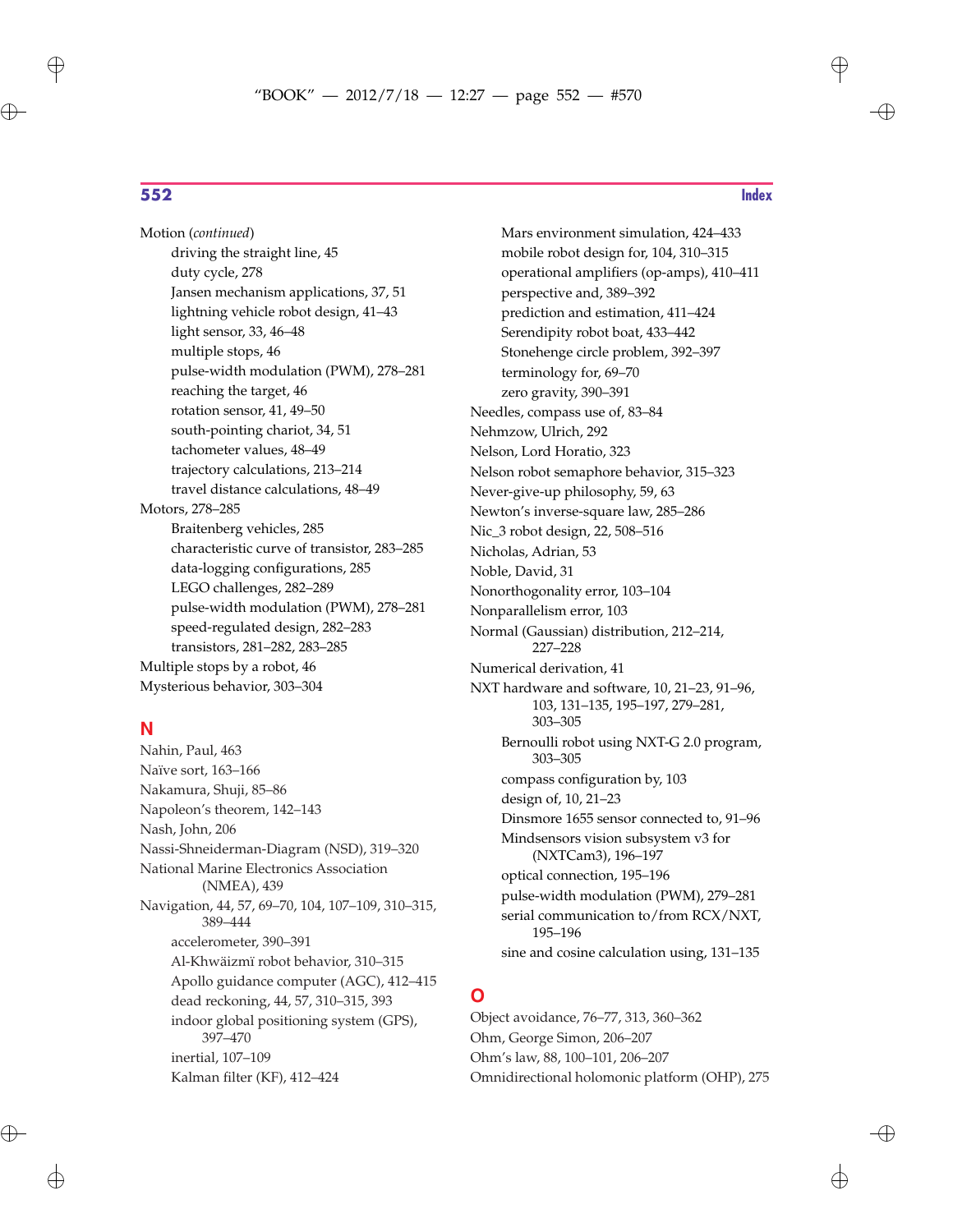Motion (*continued*)
- driving the straight line, 45
- duty cycle, 278
- Jansen mechanism applications, 37, 51
- lightning vehicle robot design, 41–43
- light sensor, 33, 46–48
- multiple stops, 46
- pulse-width modulation (PWM), 278–281
- reaching the target, 46
- rotation sensor, 41, 49–50
- south-pointing chariot, 34, 51
- tachometer values, 48–49
- trajectory calculations, 213–214
- travel distance calculations, 48–49

Motors, 278–285
- Braitenberg vehicles, 285
- characteristic curve of transistor, 283–285
- data-logging configurations, 285
- LEGO challenges, 282–289
- pulse-width modulation (PWM), 278–281
- speed-regulated design, 282–283
- transistors, 281–282, 283–285

Multiple stops by a robot, 46

Mysterious behavior, 303–304

## N

Nahin, Paul, 463

Naïve sort, 163–166

Nakamura, Shuji, 85–86

Napoleon's theorem, 142–143

Nash, John, 206

Nassi-Shneiderman-Diagram (NSD), 319–320

National Marine Electronics Association (NMEA), 439

Navigation, 44, 57, 69–70, 104, 107–109, 310–315, 389–444
- accelerometer, 390–391
- Al-Khwäizmï robot behavior, 310–315
- Apollo guidance computer (AGC), 412–415
- dead reckoning, 44, 57, 310–315, 393
- indoor global positioning system (GPS), 397–470
- inertial, 107–109
- Kalman filter (KF), 412–424
- Mars environment simulation, 424–433
- mobile robot design for, 104, 310–315
- operational amplifiers (op-amps), 410–411
- perspective and, 389–392
- prediction and estimation, 411–424
- Serendipity robot boat, 433–442
- Stonehenge circle problem, 392–397
- terminology for, 69–70
- zero gravity, 390–391

Needles, compass use of, 83–84

Nehmzow, Ulrich, 292

Nelson, Lord Horatio, 323

Nelson robot semaphore behavior, 315–323

Never-give-up philosophy, 59, 63

Newton's inverse-square law, 285–286

Nic_3 robot design, 22, 508–516

Nicholas, Adrian, 53

Noble, David, 31

Nonorthogonality error, 103–104

Nonparallelism error, 103

Normal (Gaussian) distribution, 212–214, 227–228

Numerical derivation, 41

NXT hardware and software, 10, 21–23, 91–96, 103, 131–135, 195–197, 279–281, 303–305
- Bernoulli robot using NXT-G 2.0 program, 303–305
- compass configuration by, 103
- design of, 10, 21–23
- Dinsmore 1655 sensor connected to, 91–96
- Mindsensors vision subsystem v3 for (NXTCam3), 196–197
- optical connection, 195–196
- pulse-width modulation (PWM), 279–281
- serial communication to/from RCX/NXT, 195–196
- sine and cosine calculation using, 131–135

## O

Object avoidance, 76–77, 313, 360–362

Ohm, George Simon, 206–207

Ohm's law, 88, 100–101, 206–207

Omnidirectional holomonic platform (OHP), 275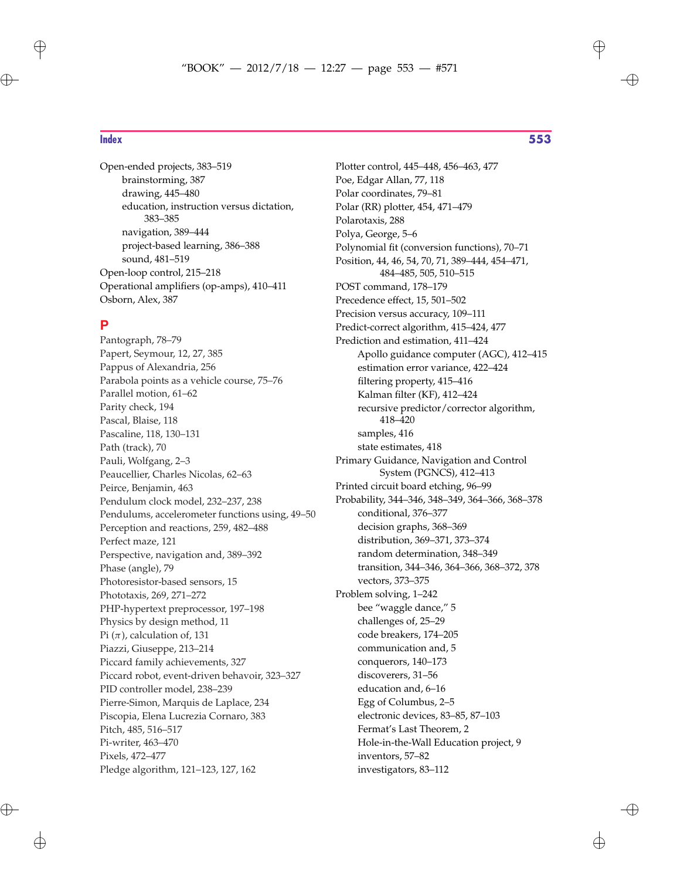Open-ended projects, 383–519
- brainstorming, 387
- drawing, 445–480
- education, instruction versus dictation, 383–385
- navigation, 389–444
- project-based learning, 386–388
- sound, 481–519

Open-loop control, 215–218
Operational amplifiers (op-amps), 410–411
Osborn, Alex, 387

## P

Pantograph, 78–79
Papert, Seymour, 12, 27, 385
Pappus of Alexandria, 256
Parabola points as a vehicle course, 75–76
Parallel motion, 61–62
Parity check, 194
Pascal, Blaise, 118
Pascaline, 118, 130–131
Path (track), 70
Pauli, Wolfgang, 2–3
Peaucellier, Charles Nicolas, 62–63
Peirce, Benjamin, 463
Pendulum clock model, 232–237, 238
Pendulums, accelerometer functions using, 49–50
Perception and reactions, 259, 482–488
Perfect maze, 121
Perspective, navigation and, 389–392
Phase (angle), 79
Photoresistor-based sensors, 15
Phototaxis, 269, 271–272
PHP-hypertext preprocessor, 197–198
Physics by design method, 11
Pi ($\pi$), calculation of, 131
Piazzi, Giuseppe, 213–214
Piccard family achievements, 327
Piccard robot, event-driven behavoir, 323–327
PID controller model, 238–239
Pierre-Simon, Marquis de Laplace, 234
Piscopia, Elena Lucrezia Cornaro, 383
Pitch, 485, 516–517
Pi-writer, 463–470
Pixels, 472–477
Pledge algorithm, 121–123, 127, 162
Plotter control, 445–448, 456–463, 477
Poe, Edgar Allan, 77, 118
Polar coordinates, 79–81
Polar (RR) plotter, 454, 471–479
Polarotaxis, 288
Polya, George, 5–6
Polynomial fit (conversion functions), 70–71
Position, 44, 46, 54, 70, 71, 389–444, 454–471, 484–485, 505, 510–515
POST command, 178–179
Precedence effect, 15, 501–502
Precision versus accuracy, 109–111
Predict-correct algorithm, 415–424, 477
Prediction and estimation, 411–424
- Apollo guidance computer (AGC), 412–415
- estimation error variance, 422–424
- filtering property, 415–416
- Kalman filter (KF), 412–424
- recursive predictor/corrector algorithm, 418–420
- samples, 416
- state estimates, 418

Primary Guidance, Navigation and Control System (PGNCS), 412–413
Printed circuit board etching, 96–99
Probability, 344–346, 348–349, 364–366, 368–378
- conditional, 376–377
- decision graphs, 368–369
- distribution, 369–371, 373–374
- random determination, 348–349
- transition, 344–346, 364–366, 368–372, 378
- vectors, 373–375

Problem solving, 1–242
- bee “waggle dance,” 5
- challenges of, 25–29
- code breakers, 174–205
- communication and, 5
- conquerors, 140–173
- discoverers, 31–56
- education and, 6–16
- Egg of Columbus, 2–5
- electronic devices, 83–85, 87–103
- Fermat’s Last Theorem, 2
- Hole-in-the-Wall Education project, 9
- inventors, 57–82
- investigators, 83–112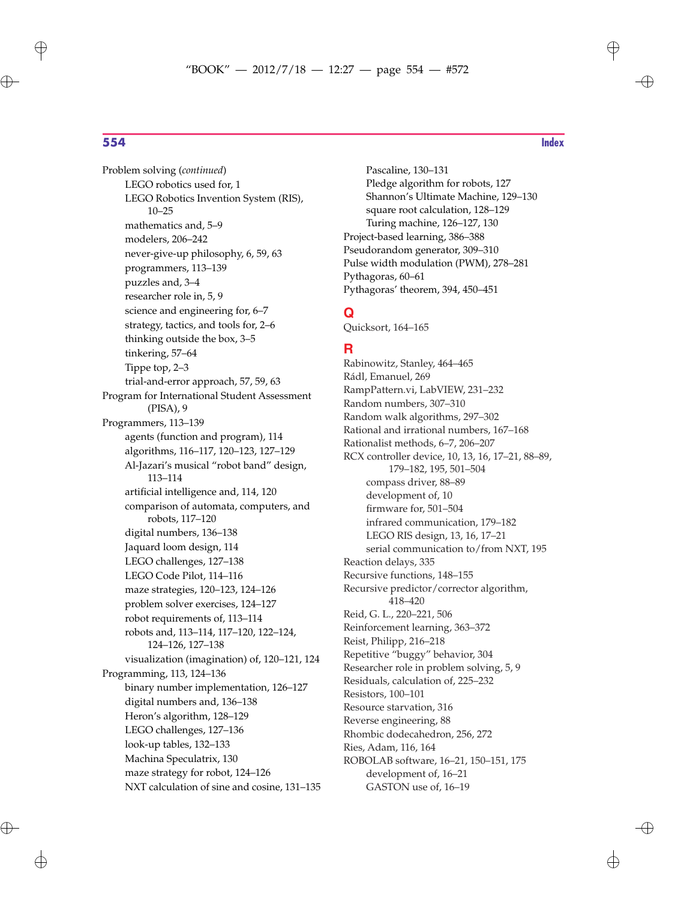Problem solving (*continued*)
- LEGO robotics used for, 1
- LEGO Robotics Invention System (RIS), 10–25
- mathematics and, 5–9
- modelers, 206–242
- never-give-up philosophy, 6, 59, 63
- programmers, 113–139
- puzzles and, 3–4
- researcher role in, 5, 9
- science and engineering for, 6–7
- strategy, tactics, and tools for, 2–6
- thinking outside the box, 3–5
- tinkering, 57–64
- Tippe top, 2–3
- trial-and-error approach, 57, 59, 63

Program for International Student Assessment (PISA), 9

Programmers, 113–139
- agents (function and program), 114
- algorithms, 116–117, 120–123, 127–129
- Al-Jazari's musical "robot band" design, 113–114
- artificial intelligence and, 114, 120
- comparison of automata, computers, and robots, 117–120
- digital numbers, 136–138
- Jaquard loom design, 114
- LEGO challenges, 127–138
- LEGO Code Pilot, 114–116
- maze strategies, 120–123, 124–126
- problem solver exercises, 124–127
- robot requirements of, 113–114
- robots and, 113–114, 117–120, 122–124, 124–126, 127–138
- visualization (imagination) of, 120–121, 124

Programming, 113, 124–136
- binary number implementation, 126–127
- digital numbers and, 136–138
- Heron's algorithm, 128–129
- LEGO challenges, 127–136
- look-up tables, 132–133
- Machina Speculatrix, 130
- maze strategy for robot, 124–126
- NXT calculation of sine and cosine, 131–135
- Pascaline, 130–131
- Pledge algorithm for robots, 127
- Shannon's Ultimate Machine, 129–130
- square root calculation, 128–129
- Turing machine, 126–127, 130

Project-based learning, 386–388

Pseudorandom generator, 309–310

Pulse width modulation (PWM), 278–281

Pythagoras, 60–61

Pythagoras' theorem, 394, 450–451

## Q

Quicksort, 164–165

## R

Rabinowitz, Stanley, 464–465

Rádl, Emanuel, 269

RampPattern.vi, LabVIEW, 231–232

Random numbers, 307–310

Random walk algorithms, 297–302

Rational and irrational numbers, 167–168

Rationalist methods, 6–7, 206–207

RCX controller device, 10, 13, 16, 17–21, 88–89, 179–182, 195, 501–504
- compass driver, 88–89
- development of, 10
- firmware for, 501–504
- infrared communication, 179–182
- LEGO RIS design, 13, 16, 17–21
- serial communication to/from NXT, 195

Reaction delays, 335

Recursive functions, 148–155

Recursive predictor/corrector algorithm, 418–420

Reid, G. L., 220–221, 506

Reinforcement learning, 363–372

Reist, Philipp, 216–218

Repetitive "buggy" behavior, 304

Researcher role in problem solving, 5, 9

Residuals, calculation of, 225–232

Resistors, 100–101

Resource starvation, 316

Reverse engineering, 88

Rhombic dodecahedron, 256, 272

Ries, Adam, 116, 164

ROBOLAB software, 16–21, 150–151, 175
- development of, 16–21
- GASTON use of, 16–19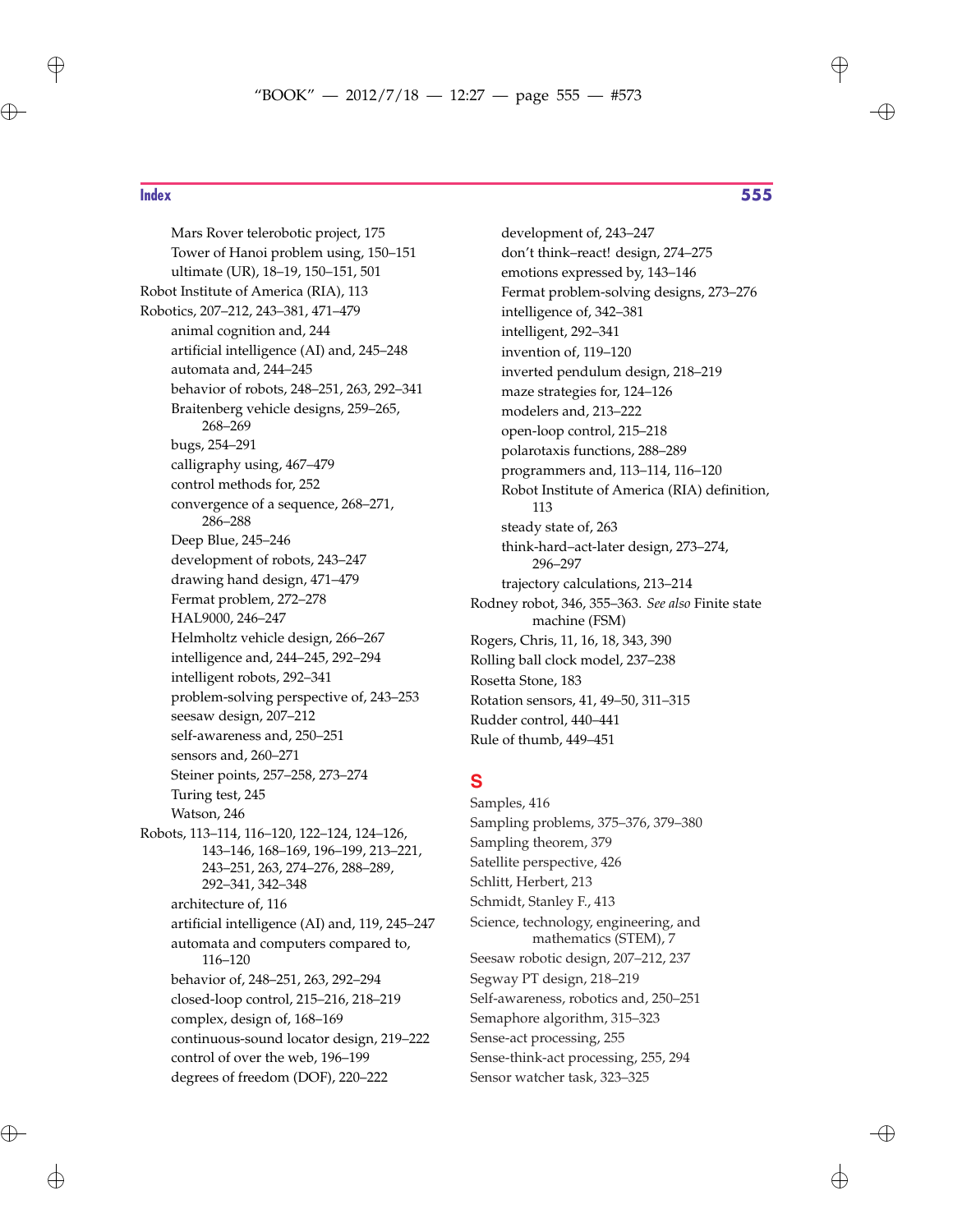- Mars Rover telerobotic project, 175
  - Tower of Hanoi problem using, 150–151
  - ultimate (UR), 18–19, 150–151, 501
- Robot Institute of America (RIA), 113
- Robotics, 207–212, 243–381, 471–479
  - animal cognition and, 244
  - artificial intelligence (AI) and, 245–248
  - automata and, 244–245
  - behavior of robots, 248–251, 263, 292–341
  - Braitenberg vehicle designs, 259–265, 268–269
  - bugs, 254–291
  - calligraphy using, 467–479
  - control methods for, 252
  - convergence of a sequence, 268–271, 286–288
  - Deep Blue, 245–246
  - development of robots, 243–247
  - drawing hand design, 471–479
  - Fermat problem, 272–278
  - HAL9000, 246–247
  - Helmholtz vehicle design, 266–267
  - intelligence and, 244–245, 292–294
  - intelligent robots, 292–341
  - problem-solving perspective of, 243–253
  - seesaw design, 207–212
  - self-awareness and, 250–251
  - sensors and, 260–271
  - Steiner points, 257–258, 273–274
  - Turing test, 245
  - Watson, 246
- Robots, 113–114, 116–120, 122–124, 124–126, 143–146, 168–169, 196–199, 213–221, 243–251, 263, 274–276, 288–289, 292–341, 342–348
  - architecture of, 116
  - artificial intelligence (AI) and, 119, 245–247
  - automata and computers compared to, 116–120
  - behavior of, 248–251, 263, 292–294
  - closed-loop control, 215–216, 218–219
  - complex, design of, 168–169
  - continuous-sound locator design, 219–222
  - control of over the web, 196–199
  - degrees of freedom (DOF), 220–222
  - development of, 243–247
  - don't think–react! design, 274–275
  - emotions expressed by, 143–146
  - Fermat problem-solving designs, 273–276
  - intelligence of, 342–381
  - intelligent, 292–341
  - invention of, 119–120
  - inverted pendulum design, 218–219
  - maze strategies for, 124–126
  - modelers and, 213–222
  - open-loop control, 215–218
  - polarotaxis functions, 288–289
  - programmers and, 113–114, 116–120
  - Robot Institute of America (RIA) definition, 113
  - steady state of, 263
  - think-hard–act-later design, 273–274, 296–297
  - trajectory calculations, 213–214
- Rodney robot, 346, 355–363. *See also* Finite state machine (FSM)
- Rogers, Chris, 11, 16, 18, 343, 390
- Rolling ball clock model, 237–238
- Rosetta Stone, 183
- Rotation sensors, 41, 49–50, 311–315
- Rudder control, 440–441
- Rule of thumb, 449–451

## S

- Samples, 416
- Sampling problems, 375–376, 379–380
- Sampling theorem, 379
- Satellite perspective, 426
- Schlitt, Herbert, 213
- Schmidt, Stanley F., 413
- Science, technology, engineering, and mathematics (STEM), 7
- Seesaw robotic design, 207–212, 237
- Segway PT design, 218–219
- Self-awareness, robotics and, 250–251
- Semaphore algorithm, 315–323
- Sense-act processing, 255
- Sense-think-act processing, 255, 294
- Sensor watcher task, 323–325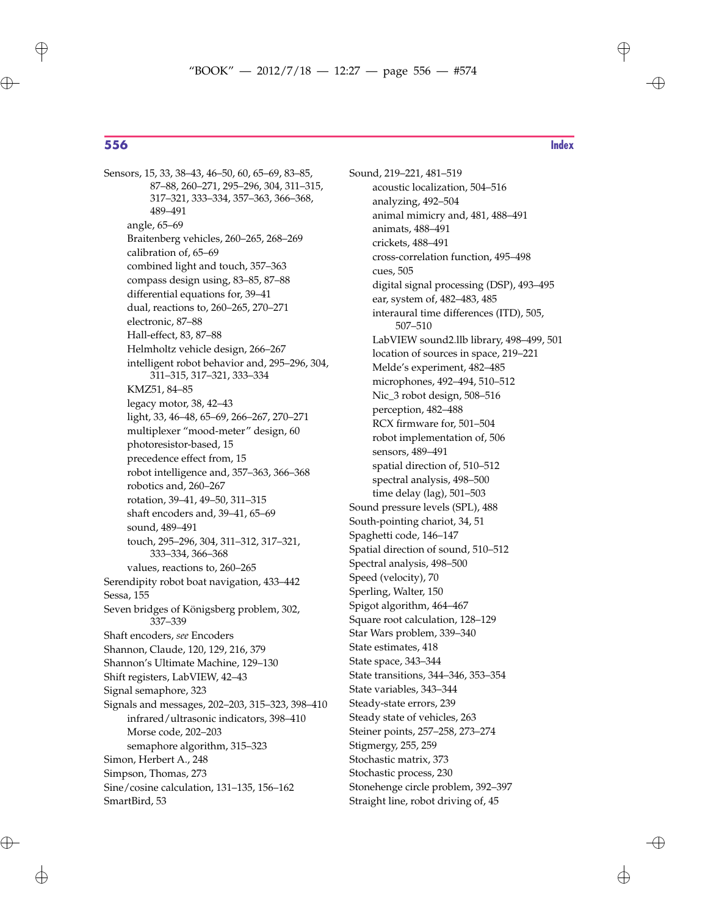Sensors, 15, 33, 38–43, 46–50, 60, 65–69, 83–85, 87–88, 260–271, 295–296, 304, 311–315, 317–321, 333–334, 357–363, 366–368, 489–491
- angle, 65–69
- Braitenberg vehicles, 260–265, 268–269
- calibration of, 65–69
- combined light and touch, 357–363
- compass design using, 83–85, 87–88
- differential equations for, 39–41
- dual, reactions to, 260–265, 270–271
- electronic, 87–88
- Hall-effect, 83, 87–88
- Helmholtz vehicle design, 266–267
- intelligent robot behavior and, 295–296, 304, 311–315, 317–321, 333–334
- KMZ51, 84–85
- legacy motor, 38, 42–43
- light, 33, 46–48, 65–69, 266–267, 270–271
- multiplexer "mood-meter" design, 60
- photoresistor-based, 15
- precedence effect from, 15
- robot intelligence and, 357–363, 366–368
- robotics and, 260–267
- rotation, 39–41, 49–50, 311–315
- shaft encoders and, 39–41, 65–69
- sound, 489–491
- touch, 295–296, 304, 311–312, 317–321, 333–334, 366–368
- values, reactions to, 260–265

Serendipity robot boat navigation, 433–442
Sessa, 155
Seven bridges of Königsberg problem, 302, 337–339
Shaft encoders, *see* Encoders
Shannon, Claude, 120, 129, 216, 379
Shannon's Ultimate Machine, 129–130
Shift registers, LabVIEW, 42–43
Signal semaphore, 323
Signals and messages, 202–203, 315–323, 398–410
- infrared/ultrasonic indicators, 398–410
- Morse code, 202–203
- semaphore algorithm, 315–323

Simon, Herbert A., 248
Simpson, Thomas, 273
Sine/cosine calculation, 131–135, 156–162
SmartBird, 53
Sound, 219–221, 481–519
- acoustic localization, 504–516
- analyzing, 492–504
- animal mimicry and, 481, 488–491
- animats, 488–491
- crickets, 488–491
- cross-correlation function, 495–498
- cues, 505
- digital signal processing (DSP), 493–495
- ear, system of, 482–483, 485
- interaural time differences (ITD), 505, 507–510
- LabVIEW sound2.llb library, 498–499, 501
- location of sources in space, 219–221
- Melde's experiment, 482–485
- microphones, 492–494, 510–512
- Nic_3 robot design, 508–516
- perception, 482–488
- RCX firmware for, 501–504
- robot implementation of, 506
- sensors, 489–491
- spatial direction of, 510–512
- spectral analysis, 498–500
- time delay (lag), 501–503

Sound pressure levels (SPL), 488
South-pointing chariot, 34, 51
Spaghetti code, 146–147
Spatial direction of sound, 510–512
Spectral analysis, 498–500
Speed (velocity), 70
Sperling, Walter, 150
Spigot algorithm, 464–467
Square root calculation, 128–129
Star Wars problem, 339–340
State estimates, 418
State space, 343–344
State transitions, 344–346, 353–354
State variables, 343–344
Steady-state errors, 239
Steady state of vehicles, 263
Steiner points, 257–258, 273–274
Stigmergy, 255, 259
Stochastic matrix, 373
Stochastic process, 230
Stonehenge circle problem, 392–397
Straight line, robot driving of, 45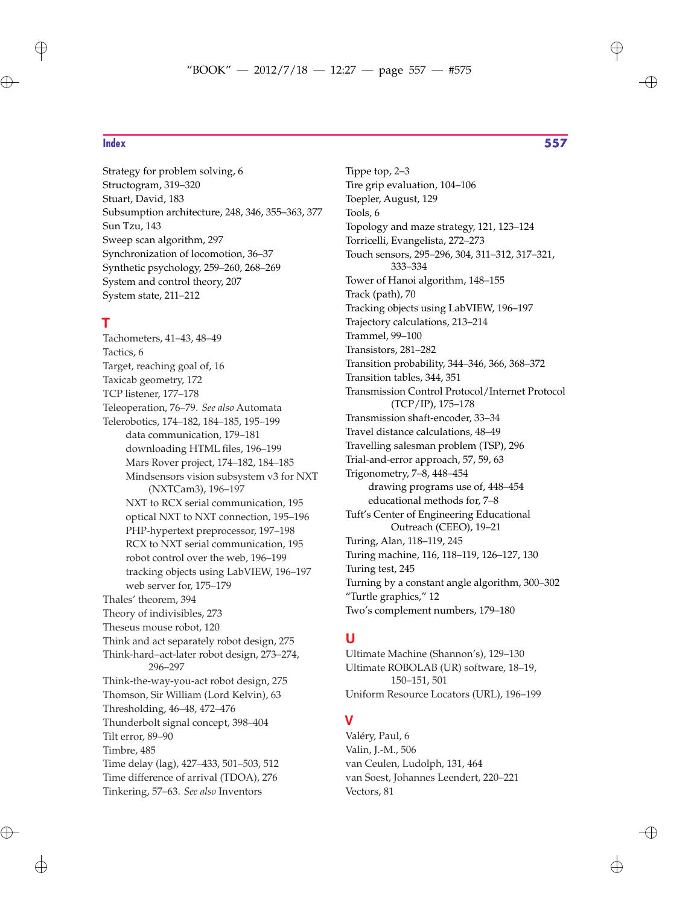Strategy for problem solving, 6
Structogram, 319–320
Stuart, David, 183
Subsumption architecture, 248, 346, 355–363, 377
Sun Tzu, 143
Sweep scan algorithm, 297
Synchronization of locomotion, 36–37
Synthetic psychology, 259–260, 268–269
System and control theory, 207
System state, 211–212

## T

Tachometers, 41–43, 48–49
Tactics, 6
Target, reaching goal of, 16
Taxicab geometry, 172
TCP listener, 177–178
Teleoperation, 76–79. *See also* Automata
Telerobotics, 174–182, 184–185, 195–199
- data communication, 179–181
- downloading HTML files, 196–199
- Mars Rover project, 174–182, 184–185
- Mindsensors vision subsystem v3 for NXT (NXTCam3), 196–197
- NXT to RCX serial communication, 195
- optical NXT to NXT connection, 195–196
- PHP-hypertext preprocessor, 197–198
- RCX to NXT serial communication, 195
- robot control over the web, 196–199
- tracking objects using LabVIEW, 196–197
- web server for, 175–179

Thales' theorem, 394
Theory of indivisibles, 273
Theseus mouse robot, 120
Think and act separately robot design, 275
Think-hard–act-later robot design, 273–274, 296–297
Think-the-way-you-act robot design, 275
Thomson, Sir William (Lord Kelvin), 63
Thresholding, 46–48, 472–476
Thunderbolt signal concept, 398–404
Tilt error, 89–90
Timbre, 485
Time delay (lag), 427–433, 501–503, 512
Time difference of arrival (TDOA), 276
Tinkering, 57–63. *See also* Inventors
Tippe top, 2–3
Tire grip evaluation, 104–106
Toepler, August, 129
Tools, 6
Topology and maze strategy, 121, 123–124
Torricelli, Evangelista, 272–273
Touch sensors, 295–296, 304, 311–312, 317–321, 333–334
Tower of Hanoi algorithm, 148–155
Track (path), 70
Tracking objects using LabVIEW, 196–197
Trajectory calculations, 213–214
Trammel, 99–100
Transistors, 281–282
Transition probability, 344–346, 366, 368–372
Transition tables, 344, 351
Transmission Control Protocol/Internet Protocol (TCP/IP), 175–178
Transmission shaft-encoder, 33–34
Travel distance calculations, 48–49
Travelling salesman problem (TSP), 296
Trial-and-error approach, 57, 59, 63
Trigonometry, 7–8, 448–454
- drawing programs use of, 448–454
- educational methods for, 7–8

Tuft's Center of Engineering Educational Outreach (CEEO), 19–21
Turing, Alan, 118–119, 245
Turing machine, 116, 118–119, 126–127, 130
Turing test, 245
Turning by a constant angle algorithm, 300–302
"Turtle graphics," 12
Two's complement numbers, 179–180

## U

Ultimate Machine (Shannon's), 129–130
Ultimate ROBOLAB (UR) software, 18–19, 150–151, 501
Uniform Resource Locators (URL), 196–199

## V

Valéry, Paul, 6
Valin, J.-M., 506
van Ceulen, Ludolph, 131, 464
van Soest, Johannes Leendert, 220–221
Vectors, 81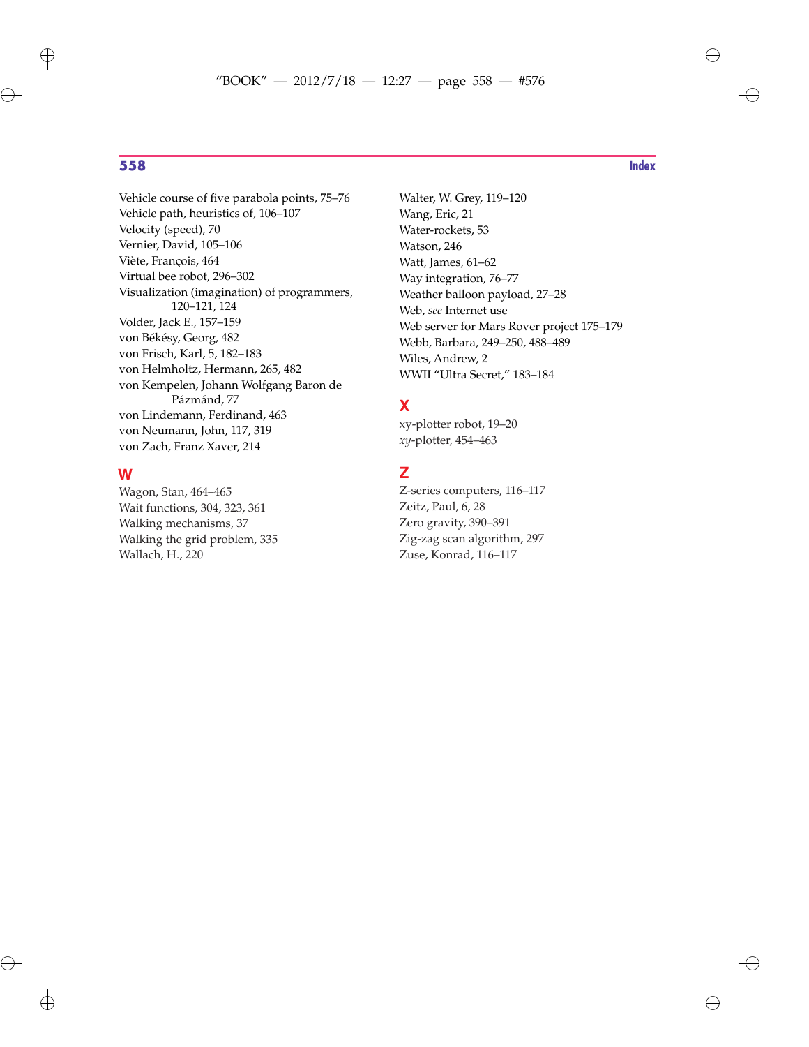Vehicle course of five parabola points, 75–76
Vehicle path, heuristics of, 106–107
Velocity (speed), 70
Vernier, David, 105–106
Viète, François, 464
Virtual bee robot, 296–302
Visualization (imagination) of programmers, 120–121, 124
Volder, Jack E., 157–159
von Békésy, Georg, 482
von Frisch, Karl, 5, 182–183
von Helmholtz, Hermann, 265, 482
von Kempelen, Johann Wolfgang Baron de Pázmánd, 77
von Lindemann, Ferdinand, 463
von Neumann, John, 117, 319
von Zach, Franz Xaver, 214

## W

Wagon, Stan, 464–465
Wait functions, 304, 323, 361
Walking mechanisms, 37
Walking the grid problem, 335
Wallach, H., 220
Walter, W. Grey, 119–120
Wang, Eric, 21
Water-rockets, 53
Watson, 246
Watt, James, 61–62
Way integration, 76–77
Weather balloon payload, 27–28
Web, *see* Internet use
Web server for Mars Rover project 175–179
Webb, Barbara, 249–250, 488–489
Wiles, Andrew, 2
WWII "Ultra Secret," 183–184

## X

xy-plotter robot, 19–20
*xy*-plotter, 454–463

## Z

Z-series computers, 116–117
Zeitz, Paul, 6, 28
Zero gravity, 390–391
Zig-zag scan algorithm, 297
Zuse, Konrad, 116–117